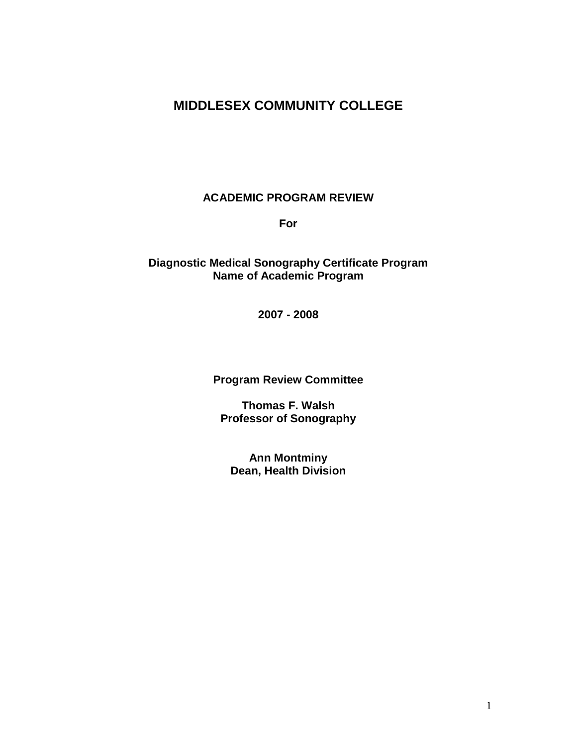# MIDDLESEX COMMUNITY COLLEGE

## ACADEMIC PROGRAM REVIEW

**For**

**Diagnostic Medical Sonography Certificate Program**
**Name of Academic Program**

**2007 - 2008**

**Program Review Committee**

**Thomas F. Walsh**
**Professor of Sonography**

**Ann Montminy**
**Dean, Health Division**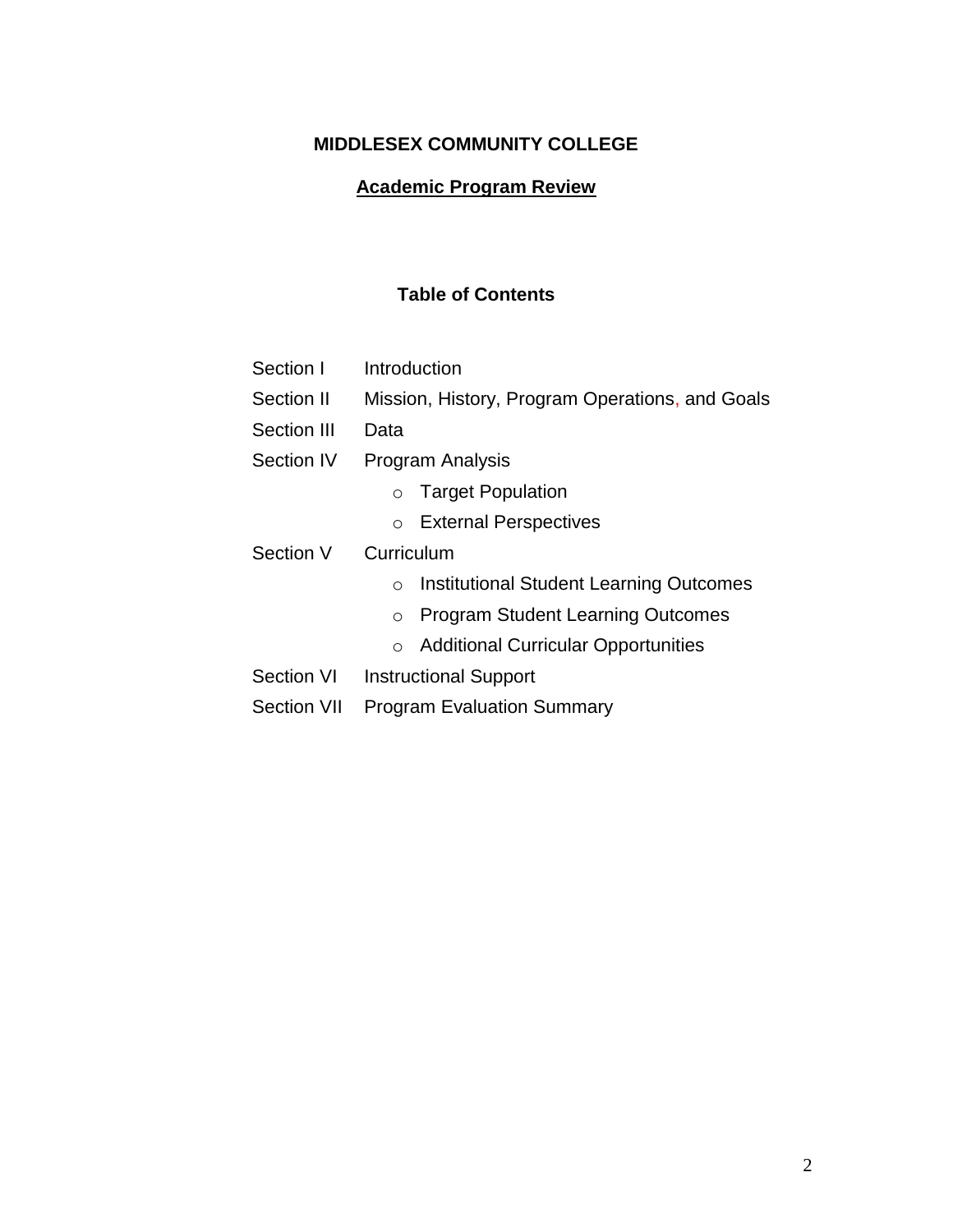# MIDDLESEX COMMUNITY COLLEGE

## Academic Program Review

### Table of Contents

- Section I — Introduction
- Section II — Mission, History, Program Operations, and Goals
- Section III — Data
- Section IV — Program Analysis
  - Target Population
  - External Perspectives
- Section V — Curriculum
  - Institutional Student Learning Outcomes
  - Program Student Learning Outcomes
  - Additional Curricular Opportunities
- Section VI — Instructional Support
- Section VII — Program Evaluation Summary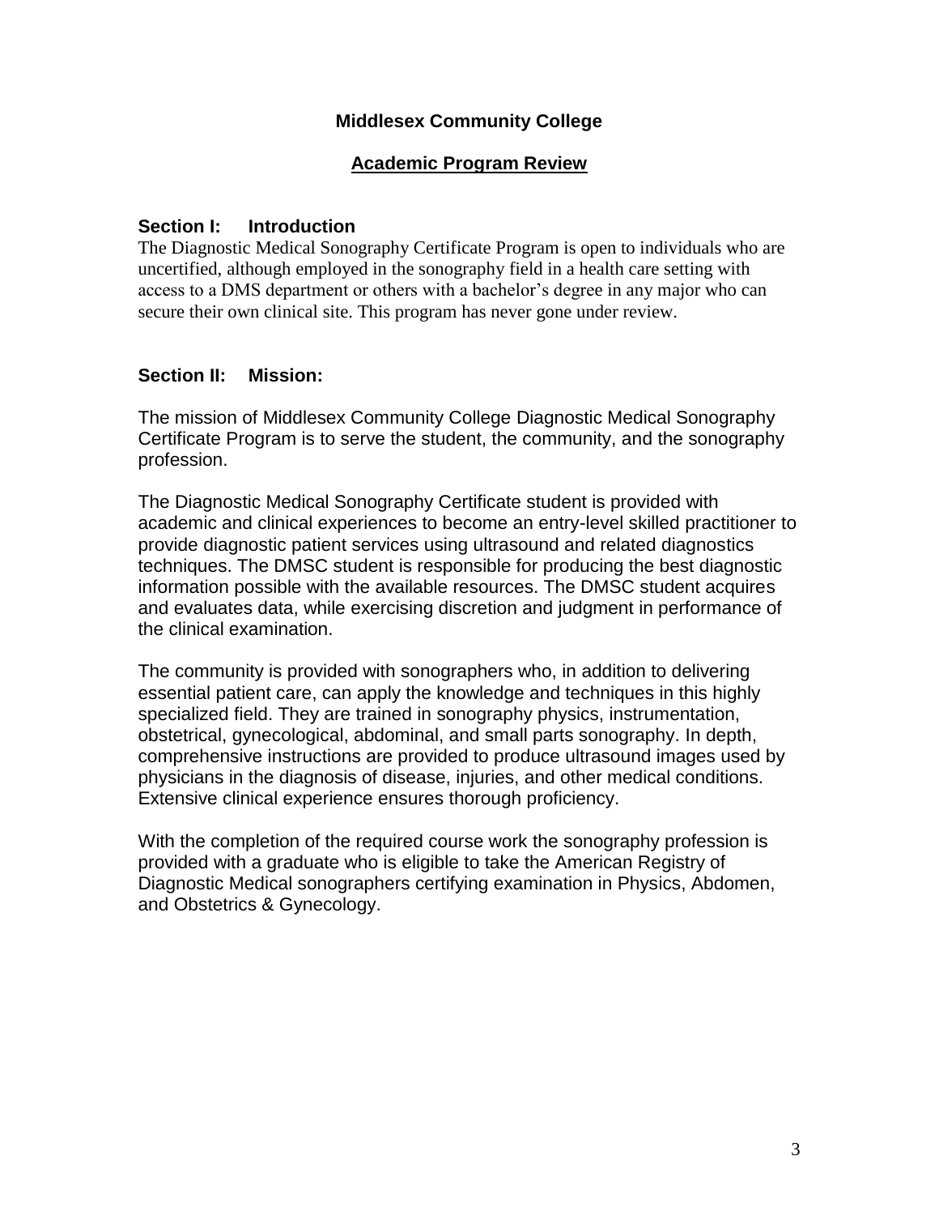# Middlesex Community College

## Academic Program Review

### Section I: Introduction

The Diagnostic Medical Sonography Certificate Program is open to individuals who are uncertified, although employed in the sonography field in a health care setting with access to a DMS department or others with a bachelor's degree in any major who can secure their own clinical site. This program has never gone under review.

### Section II: Mission:

The mission of Middlesex Community College Diagnostic Medical Sonography Certificate Program is to serve the student, the community, and the sonography profession.

The Diagnostic Medical Sonography Certificate student is provided with academic and clinical experiences to become an entry-level skilled practitioner to provide diagnostic patient services using ultrasound and related diagnostics techniques. The DMSC student is responsible for producing the best diagnostic information possible with the available resources. The DMSC student acquires and evaluates data, while exercising discretion and judgment in performance of the clinical examination.

The community is provided with sonographers who, in addition to delivering essential patient care, can apply the knowledge and techniques in this highly specialized field. They are trained in sonography physics, instrumentation, obstetrical, gynecological, abdominal, and small parts sonography. In depth, comprehensive instructions are provided to produce ultrasound images used by physicians in the diagnosis of disease, injuries, and other medical conditions. Extensive clinical experience ensures thorough proficiency.

With the completion of the required course work the sonography profession is provided with a graduate who is eligible to take the American Registry of Diagnostic Medical sonographers certifying examination in Physics, Abdomen, and Obstetrics & Gynecology.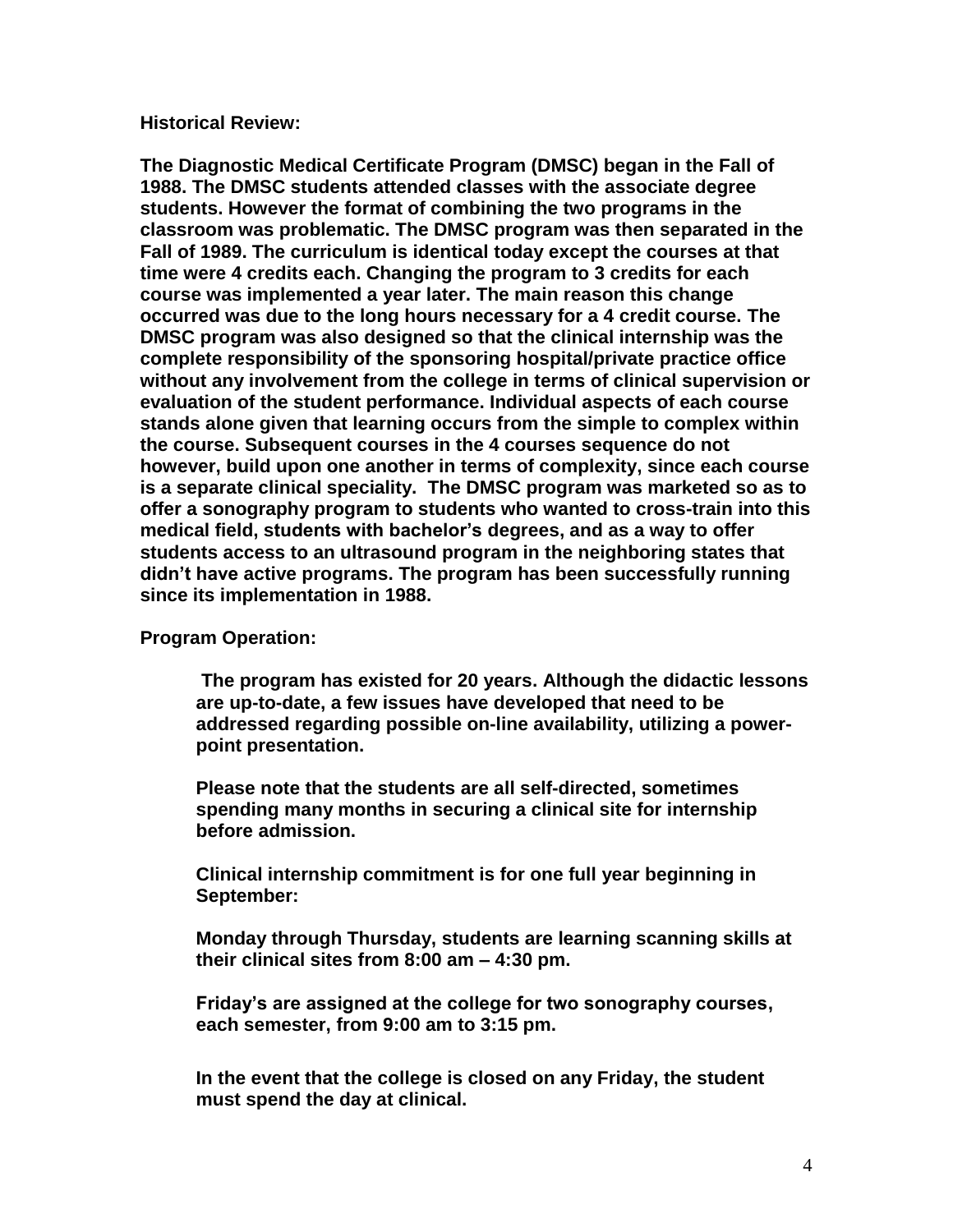**Historical Review:**

**The Diagnostic Medical Certificate Program (DMSC) began in the Fall of 1988. The DMSC students attended classes with the associate degree students. However the format of combining the two programs in the classroom was problematic. The DMSC program was then separated in the Fall of 1989. The curriculum is identical today except the courses at that time were 4 credits each. Changing the program to 3 credits for each course was implemented a year later. The main reason this change occurred was due to the long hours necessary for a 4 credit course. The DMSC program was also designed so that the clinical internship was the complete responsibility of the sponsoring hospital/private practice office without any involvement from the college in terms of clinical supervision or evaluation of the student performance. Individual aspects of each course stands alone given that learning occurs from the simple to complex within the course. Subsequent courses in the 4 courses sequence do not however, build upon one another in terms of complexity, since each course is a separate clinical speciality. The DMSC program was marketed so as to offer a sonography program to students who wanted to cross-train into this medical field, students with bachelor's degrees, and as a way to offer students access to an ultrasound program in the neighboring states that didn't have active programs. The program has been successfully running since its implementation in 1988.**

**Program Operation:**

**The program has existed for 20 years. Although the didactic lessons are up-to-date, a few issues have developed that need to be addressed regarding possible on-line availability, utilizing a power-point presentation.**

**Please note that the students are all self-directed, sometimes spending many months in securing a clinical site for internship before admission.**

**Clinical internship commitment is for one full year beginning in September:**

**Monday through Thursday, students are learning scanning skills at their clinical sites from 8:00 am – 4:30 pm.**

**Friday's are assigned at the college for two sonography courses, each semester, from 9:00 am to 3:15 pm.**

**In the event that the college is closed on any Friday, the student must spend the day at clinical.**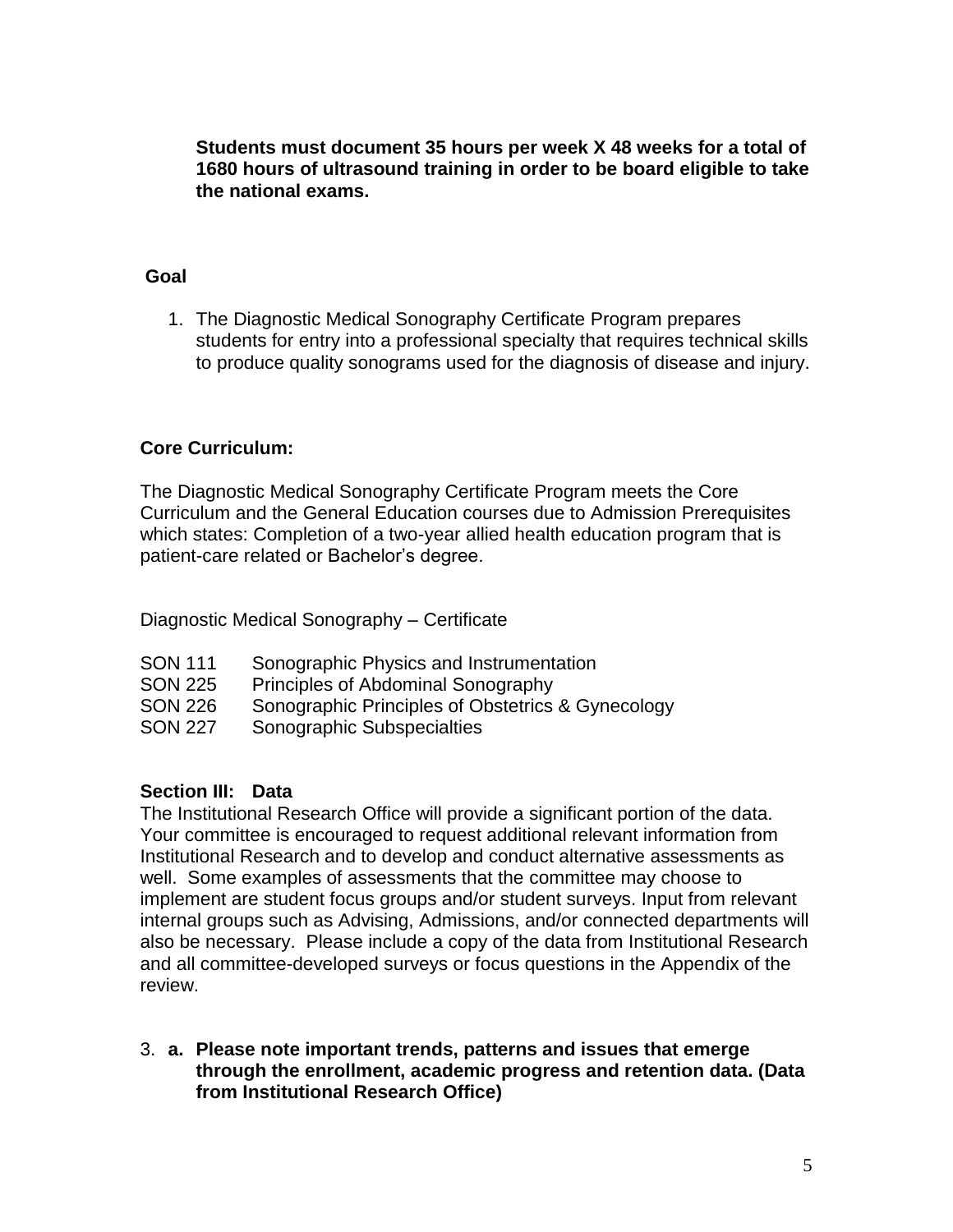**Students must document 35 hours per week X 48 weeks for a total of 1680 hours of ultrasound training in order to be board eligible to take the national exams.**

**Goal**

1. The Diagnostic Medical Sonography Certificate Program prepares students for entry into a professional specialty that requires technical skills to produce quality sonograms used for the diagnosis of disease and injury.

**Core Curriculum:**

The Diagnostic Medical Sonography Certificate Program meets the Core Curriculum and the General Education courses due to Admission Prerequisites which states: Completion of a two-year allied health education program that is patient-care related or Bachelor's degree.

Diagnostic Medical Sonography – Certificate

| | |
|---|---|
| SON 111 | Sonographic Physics and Instrumentation |
| SON 225 | Principles of Abdominal Sonography |
| SON 226 | Sonographic Principles of Obstetrics & Gynecology |
| SON 227 | Sonographic Subspecialties |

**Section III: Data**

The Institutional Research Office will provide a significant portion of the data. Your committee is encouraged to request additional relevant information from Institutional Research and to develop and conduct alternative assessments as well. Some examples of assessments that the committee may choose to implement are student focus groups and/or student surveys. Input from relevant internal groups such as Advising, Admissions, and/or connected departments will also be necessary. Please include a copy of the data from Institutional Research and all committee-developed surveys or focus questions in the Appendix of the review.

3. **a. Please note important trends, patterns and issues that emerge through the enrollment, academic progress and retention data. (Data from Institutional Research Office)**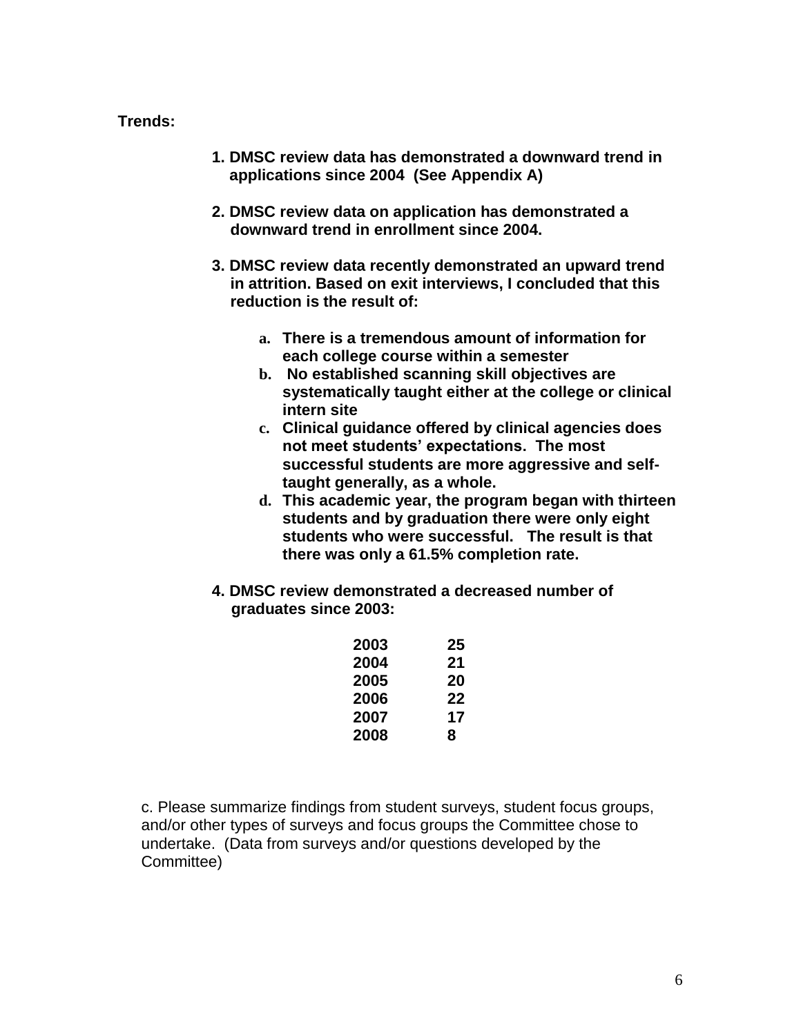**Trends:**

1. **DMSC review data has demonstrated a downward trend in applications since 2004 (See Appendix A)**

2. **DMSC review data on application has demonstrated a downward trend in enrollment since 2004.**

3. **DMSC review data recently demonstrated an upward trend in attrition. Based on exit interviews, I concluded that this reduction is the result of:**

    a. **There is a tremendous amount of information for each college course within a semester**
    b. **No established scanning skill objectives are systematically taught either at the college or clinical intern site**
    c. **Clinical guidance offered by clinical agencies does not meet students' expectations. The most successful students are more aggressive and self-taught generally, as a whole.**
    d. **This academic year, the program began with thirteen students and by graduation there were only eight students who were successful. The result is that there was only a 61.5% completion rate.**

4. **DMSC review demonstrated a decreased number of graduates since 2003:**

| | |
|---|---|
| **2003** | **25** |
| **2004** | **21** |
| **2005** | **20** |
| **2006** | **22** |
| **2007** | **17** |
| **2008** | **8** |

c. Please summarize findings from student surveys, student focus groups, and/or other types of surveys and focus groups the Committee chose to undertake. (Data from surveys and/or questions developed by the Committee)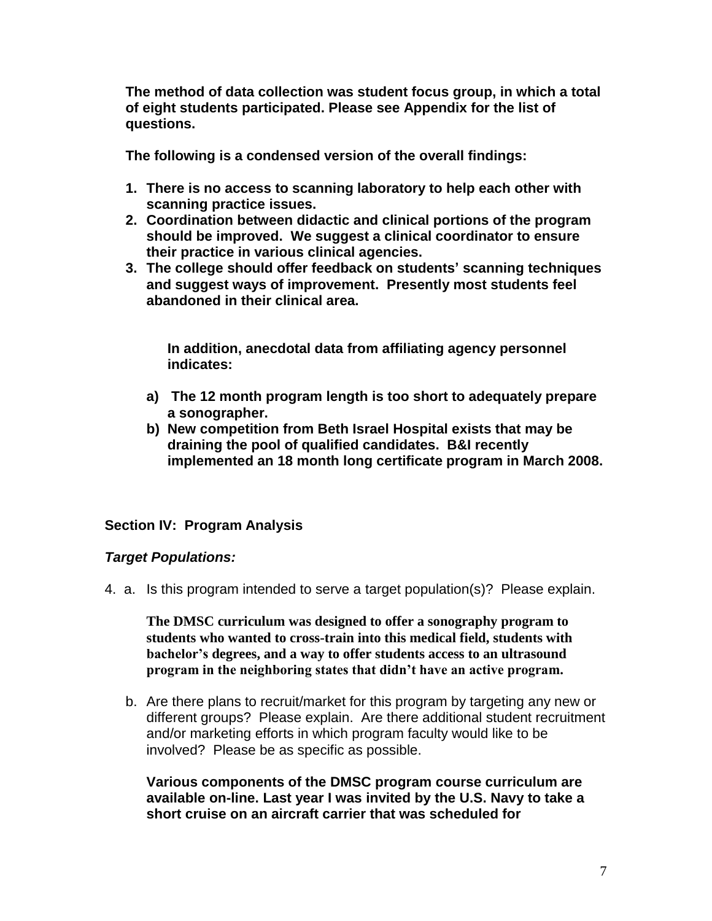**The method of data collection was student focus group, in which a total of eight students participated. Please see Appendix for the list of questions.**

**The following is a condensed version of the overall findings:**

1. **There is no access to scanning laboratory to help each other with scanning practice issues.**
2. **Coordination between didactic and clinical portions of the program should be improved. We suggest a clinical coordinator to ensure their practice in various clinical agencies.**
3. **The college should offer feedback on students' scanning techniques and suggest ways of improvement. Presently most students feel abandoned in their clinical area.**

**In addition, anecdotal data from affiliating agency personnel indicates:**

a) **The 12 month program length is too short to adequately prepare a sonographer.**
b) **New competition from Beth Israel Hospital exists that may be draining the pool of qualified candidates. B&I recently implemented an 18 month long certificate program in March 2008.**

## Section IV: Program Analysis

### *Target Populations:*

4. a. Is this program intended to serve a target population(s)? Please explain.

   **The DMSC curriculum was designed to offer a sonography program to students who wanted to cross-train into this medical field, students with bachelor's degrees, and a way to offer students access to an ultrasound program in the neighboring states that didn't have an active program.**

   b. Are there plans to recruit/market for this program by targeting any new or different groups? Please explain. Are there additional student recruitment and/or marketing efforts in which program faculty would like to be involved? Please be as specific as possible.

   **Various components of the DMSC program course curriculum are available on-line. Last year I was invited by the U.S. Navy to take a short cruise on an aircraft carrier that was scheduled for**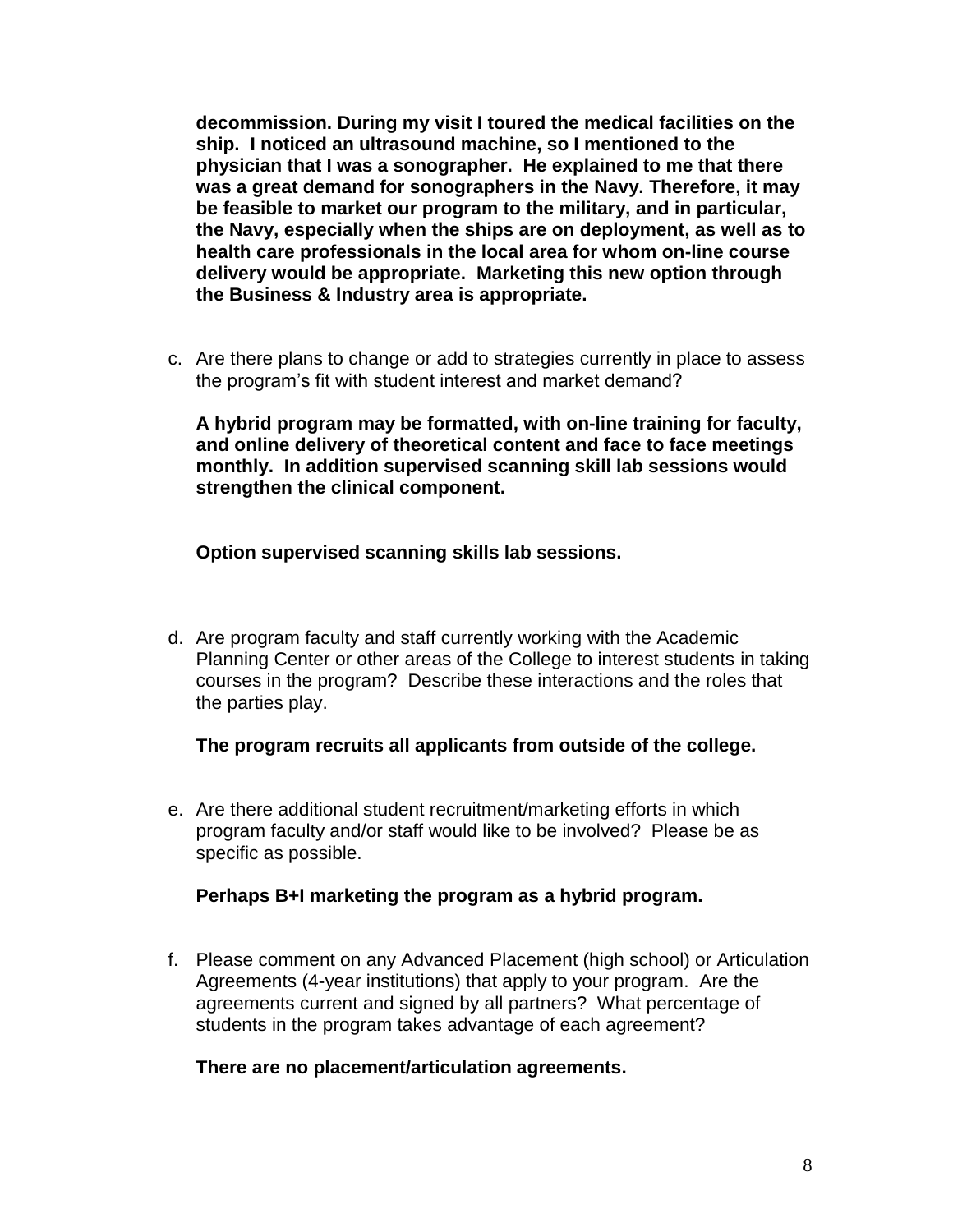**decommission. During my visit I toured the medical facilities on the ship. I noticed an ultrasound machine, so I mentioned to the physician that I was a sonographer. He explained to me that there was a great demand for sonographers in the Navy. Therefore, it may be feasible to market our program to the military, and in particular, the Navy, especially when the ships are on deployment, as well as to health care professionals in the local area for whom on-line course delivery would be appropriate. Marketing this new option through the Business & Industry area is appropriate.**

c. Are there plans to change or add to strategies currently in place to assess the program's fit with student interest and market demand?

   **A hybrid program may be formatted, with on-line training for faculty, and online delivery of theoretical content and face to face meetings monthly. In addition supervised scanning skill lab sessions would strengthen the clinical component.**

   **Option supervised scanning skills lab sessions.**

d. Are program faculty and staff currently working with the Academic Planning Center or other areas of the College to interest students in taking courses in the program? Describe these interactions and the roles that the parties play.

   **The program recruits all applicants from outside of the college.**

e. Are there additional student recruitment/marketing efforts in which program faculty and/or staff would like to be involved? Please be as specific as possible.

   **Perhaps B+I marketing the program as a hybrid program.**

f. Please comment on any Advanced Placement (high school) or Articulation Agreements (4-year institutions) that apply to your program. Are the agreements current and signed by all partners? What percentage of students in the program takes advantage of each agreement?

   **There are no placement/articulation agreements.**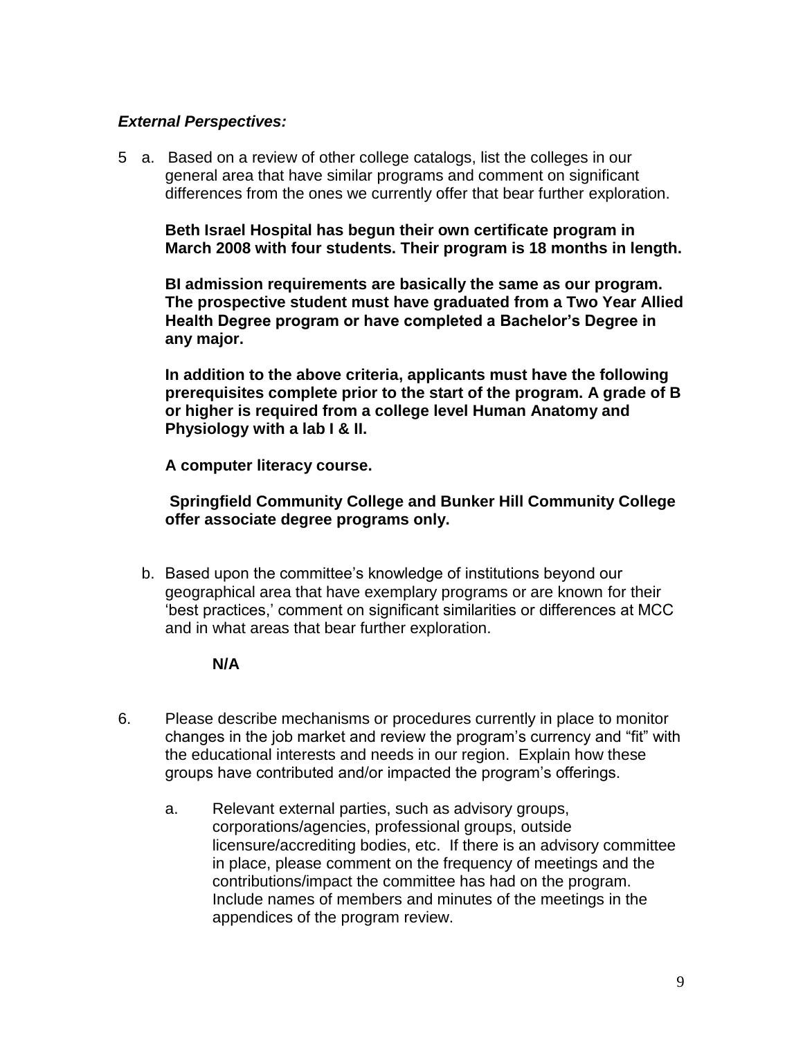***External Perspectives:***

5 a. Based on a review of other college catalogs, list the colleges in our general area that have similar programs and comment on significant differences from the ones we currently offer that bear further exploration.

**Beth Israel Hospital has begun their own certificate program in March 2008 with four students. Their program is 18 months in length.**

**BI admission requirements are basically the same as our program. The prospective student must have graduated from a Two Year Allied Health Degree program or have completed a Bachelor's Degree in any major.**

**In addition to the above criteria, applicants must have the following prerequisites complete prior to the start of the program. A grade of B or higher is required from a college level Human Anatomy and Physiology with a lab I & II.**

**A computer literacy course.**

**Springfield Community College and Bunker Hill Community College offer associate degree programs only.**

b. Based upon the committee's knowledge of institutions beyond our geographical area that have exemplary programs or are known for their 'best practices,' comment on significant similarities or differences at MCC and in what areas that bear further exploration.

**N/A**

6. Please describe mechanisms or procedures currently in place to monitor changes in the job market and review the program's currency and "fit" with the educational interests and needs in our region. Explain how these groups have contributed and/or impacted the program's offerings.

   a. Relevant external parties, such as advisory groups, corporations/agencies, professional groups, outside licensure/accrediting bodies, etc. If there is an advisory committee in place, please comment on the frequency of meetings and the contributions/impact the committee has had on the program. Include names of members and minutes of the meetings in the appendices of the program review.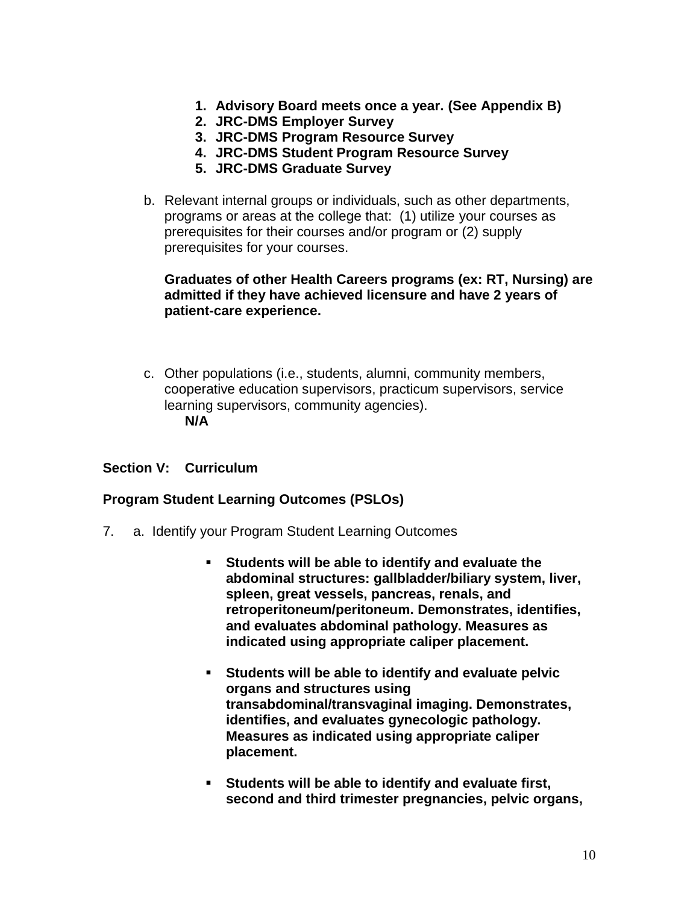1. **Advisory Board meets once a year. (See Appendix B)**
2. **JRC-DMS Employer Survey**
3. **JRC-DMS Program Resource Survey**
4. **JRC-DMS Student Program Resource Survey**
5. **JRC-DMS Graduate Survey**

b. Relevant internal groups or individuals, such as other departments, programs or areas at the college that: (1) utilize your courses as prerequisites for their courses and/or program or (2) supply prerequisites for your courses.

   **Graduates of other Health Careers programs (ex: RT, Nursing) are admitted if they have achieved licensure and have 2 years of patient-care experience.**

c. Other populations (i.e., students, alumni, community members, cooperative education supervisors, practicum supervisors, service learning supervisors, community agencies).
   **N/A**

## Section V: Curriculum

### Program Student Learning Outcomes (PSLOs)

7. a. Identify your Program Student Learning Outcomes

- **Students will be able to identify and evaluate the abdominal structures: gallbladder/biliary system, liver, spleen, great vessels, pancreas, renals, and retroperitoneum/peritoneum. Demonstrates, identifies, and evaluates abdominal pathology. Measures as indicated using appropriate caliper placement.**

- **Students will be able to identify and evaluate pelvic organs and structures using transabdominal/transvaginal imaging. Demonstrates, identifies, and evaluates gynecologic pathology. Measures as indicated using appropriate caliper placement.**

- **Students will be able to identify and evaluate first, second and third trimester pregnancies, pelvic organs,**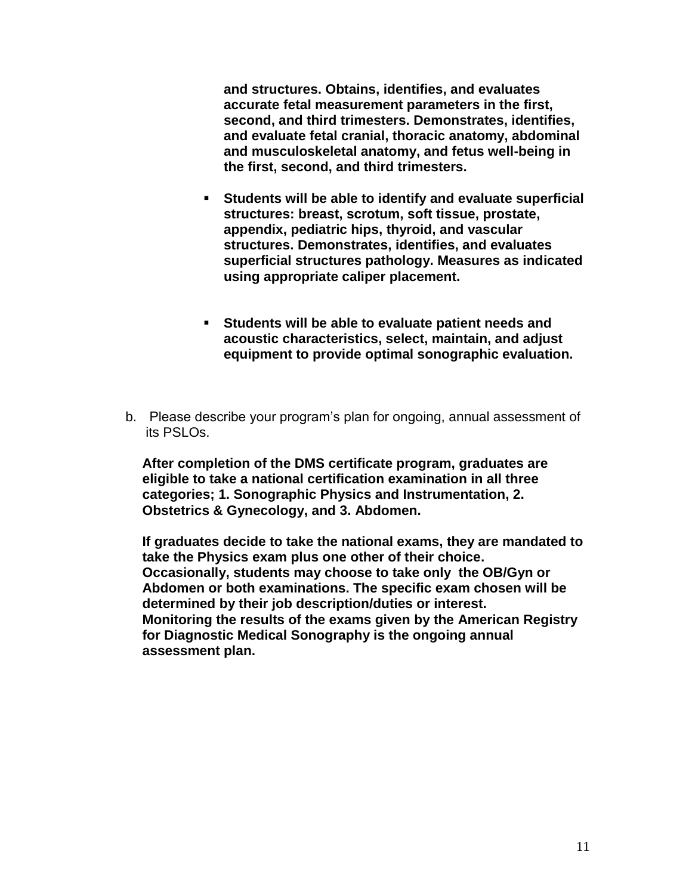**and structures. Obtains, identifies, and evaluates accurate fetal measurement parameters in the first, second, and third trimesters. Demonstrates, identifies, and evaluate fetal cranial, thoracic anatomy, abdominal and musculoskeletal anatomy, and fetus well-being in the first, second, and third trimesters.**

- **Students will be able to identify and evaluate superficial structures: breast, scrotum, soft tissue, prostate, appendix, pediatric hips, thyroid, and vascular structures. Demonstrates, identifies, and evaluates superficial structures pathology. Measures as indicated using appropriate caliper placement.**

- **Students will be able to evaluate patient needs and acoustic characteristics, select, maintain, and adjust equipment to provide optimal sonographic evaluation.**

b. Please describe your program's plan for ongoing, annual assessment of its PSLOs.

**After completion of the DMS certificate program, graduates are eligible to take a national certification examination in all three categories; 1. Sonographic Physics and Instrumentation, 2. Obstetrics & Gynecology, and 3. Abdomen.**

**If graduates decide to take the national exams, they are mandated to take the Physics exam plus one other of their choice. Occasionally, students may choose to take only the OB/Gyn or Abdomen or both examinations. The specific exam chosen will be determined by their job description/duties or interest. Monitoring the results of the exams given by the American Registry for Diagnostic Medical Sonography is the ongoing annual assessment plan.**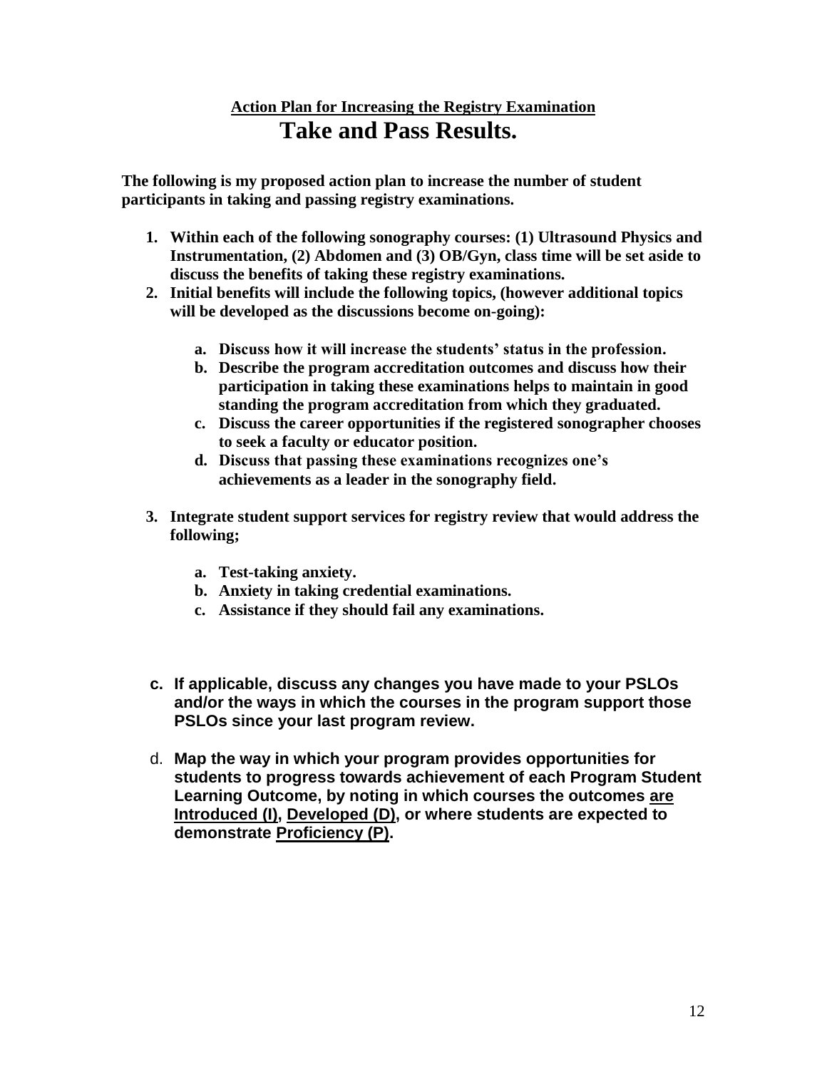## Action Plan for Increasing the Registry Examination Take and Pass Results.

**The following is my proposed action plan to increase the number of student participants in taking and passing registry examinations.**

1. **Within each of the following sonography courses: (1) Ultrasound Physics and Instrumentation, (2) Abdomen and (3) OB/Gyn, class time will be set aside to discuss the benefits of taking these registry examinations.**
2. **Initial benefits will include the following topics, (however additional topics will be developed as the discussions become on-going):**
   - a. **Discuss how it will increase the students' status in the profession.**
   - b. **Describe the program accreditation outcomes and discuss how their participation in taking these examinations helps to maintain in good standing the program accreditation from which they graduated.**
   - c. **Discuss the career opportunities if the registered sonographer chooses to seek a faculty or educator position.**
   - d. **Discuss that passing these examinations recognizes one's achievements as a leader in the sonography field.**
3. **Integrate student support services for registry review that would address the following;**
   - a. **Test-taking anxiety.**
   - b. **Anxiety in taking credential examinations.**
   - c. **Assistance if they should fail any examinations.**

**c. If applicable, discuss any changes you have made to your PSLOs and/or the ways in which the courses in the program support those PSLOs since your last program review.**

d. **Map the way in which your program provides opportunities for students to progress towards achievement of each Program Student Learning Outcome, by noting in which courses the outcomes are Introduced (I), Developed (D), or where students are expected to demonstrate Proficiency (P).**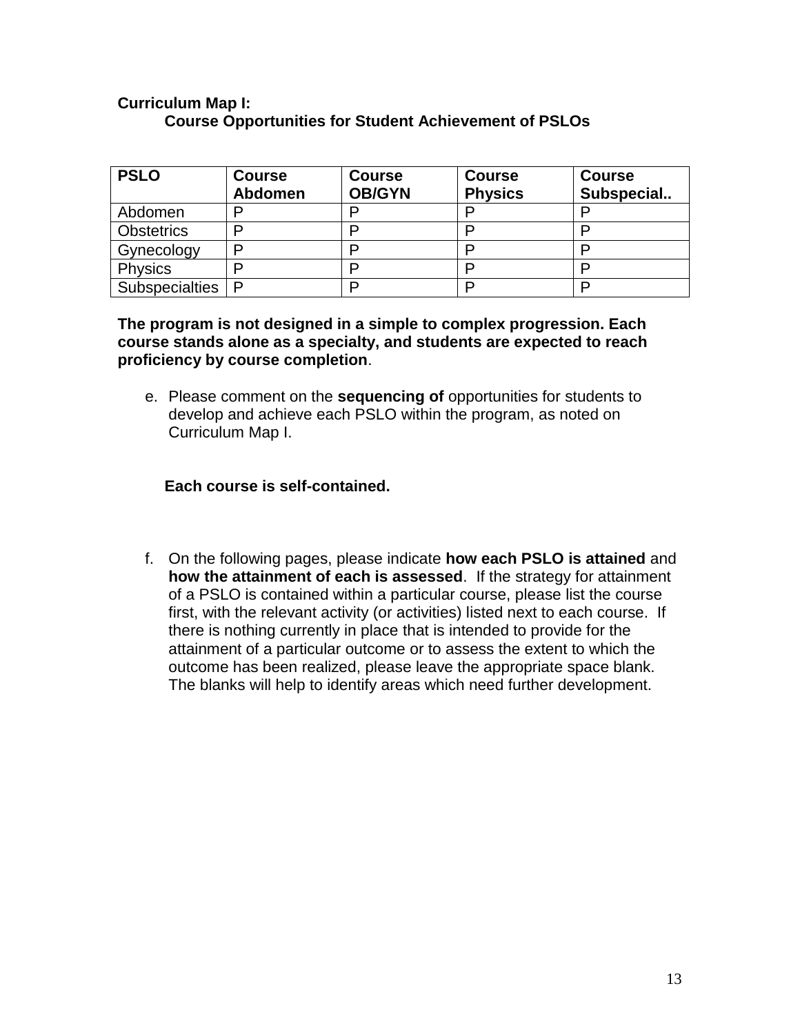**Curriculum Map I:**
**Course Opportunities for Student Achievement of PSLOs**

| **PSLO** | **Course Abdomen** | **Course OB/GYN** | **Course Physics** | **Course Subspecial..** |
|---|---|---|---|---|
| Abdomen | P | P | P | P |
| Obstetrics | P | P | P | P |
| Gynecology | P | P | P | P |
| Physics | P | P | P | P |
| Subspecialties | P | P | P | P |

**The program is not designed in a simple to complex progression. Each course stands alone as a specialty, and students are expected to reach proficiency by course completion**.

e. Please comment on the **sequencing of** opportunities for students to develop and achieve each PSLO within the program, as noted on Curriculum Map I.

   **Each course is self-contained.**

f. On the following pages, please indicate **how each PSLO is attained** and **how the attainment of each is assessed**. If the strategy for attainment of a PSLO is contained within a particular course, please list the course first, with the relevant activity (or activities) listed next to each course. If there is nothing currently in place that is intended to provide for the attainment of a particular outcome or to assess the extent to which the outcome has been realized, please leave the appropriate space blank. The blanks will help to identify areas which need further development.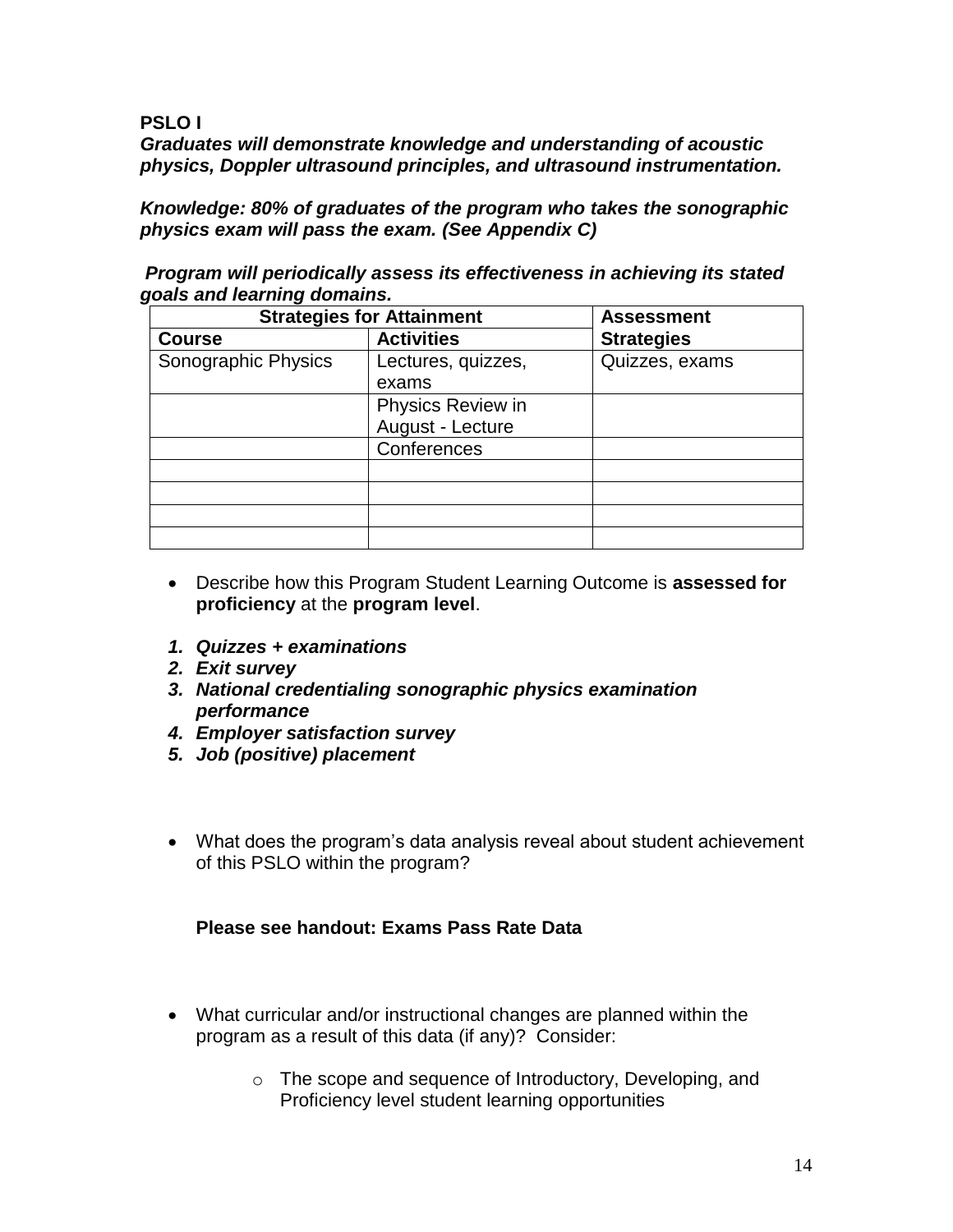**PSLO I**

***Graduates will demonstrate knowledge and understanding of acoustic physics, Doppler ultrasound principles, and ultrasound instrumentation.***

***Knowledge: 80% of graduates of the program who takes the sonographic physics exam will pass the exam. (See Appendix C)***

***Program will periodically assess its effectiveness in achieving its stated goals and learning domains.***

| **Strategies for Attainment** | | **Assessment Strategies** |
|---|---|---|
| **Course** | **Activities** | |
| Sonographic Physics | Lectures, quizzes, exams | Quizzes, exams |
| | Physics Review in August - Lecture | |
| | Conferences | |
| | | |
| | | |
| | | |
| | | |

- Describe how this Program Student Learning Outcome is **assessed for proficiency** at the **program level**.

1. ***Quizzes + examinations***
2. ***Exit survey***
3. ***National credentialing sonographic physics examination performance***
4. ***Employer satisfaction survey***
5. ***Job (positive) placement***

- What does the program's data analysis reveal about student achievement of this PSLO within the program?

**Please see handout: Exams Pass Rate Data**

- What curricular and/or instructional changes are planned within the program as a result of this data (if any)? Consider:
    - The scope and sequence of Introductory, Developing, and Proficiency level student learning opportunities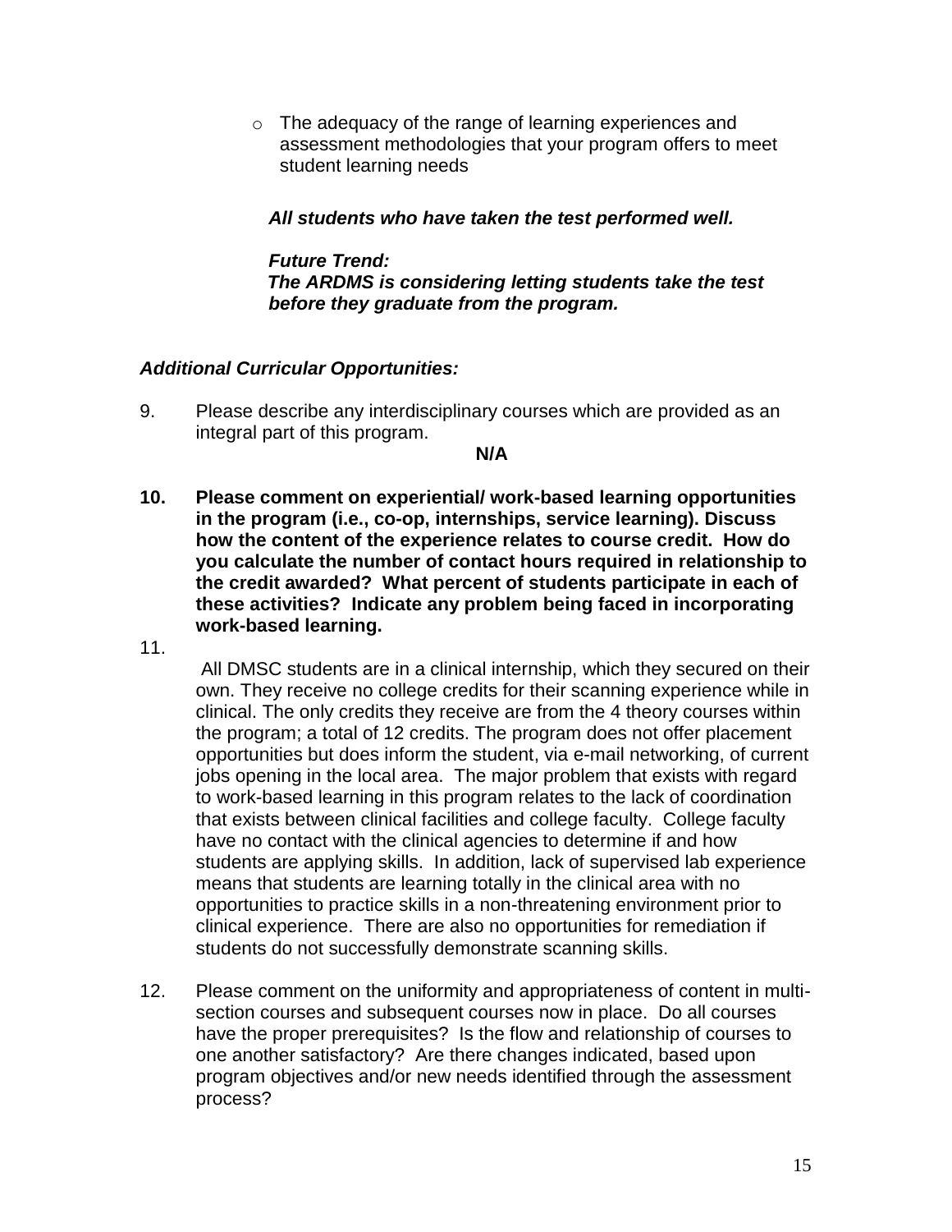- The adequacy of the range of learning experiences and assessment methodologies that your program offers to meet student learning needs

  ***All students who have taken the test performed well.***

  ***Future Trend:***
  ***The ARDMS is considering letting students take the test before they graduate from the program.***

***Additional Curricular Opportunities:***

9. Please describe any interdisciplinary courses which are provided as an integral part of this program.

   **N/A**

10. **Please comment on experiential/ work-based learning opportunities in the program (i.e., co-op, internships, service learning). Discuss how the content of the experience relates to course credit. How do you calculate the number of contact hours required in relationship to the credit awarded? What percent of students participate in each of these activities? Indicate any problem being faced in incorporating work-based learning.**

11. All DMSC students are in a clinical internship, which they secured on their own. They receive no college credits for their scanning experience while in clinical. The only credits they receive are from the 4 theory courses within the program; a total of 12 credits. The program does not offer placement opportunities but does inform the student, via e-mail networking, of current jobs opening in the local area. The major problem that exists with regard to work-based learning in this program relates to the lack of coordination that exists between clinical facilities and college faculty. College faculty have no contact with the clinical agencies to determine if and how students are applying skills. In addition, lack of supervised lab experience means that students are learning totally in the clinical area with no opportunities to practice skills in a non-threatening environment prior to clinical experience. There are also no opportunities for remediation if students do not successfully demonstrate scanning skills.

12. Please comment on the uniformity and appropriateness of content in multi-section courses and subsequent courses now in place. Do all courses have the proper prerequisites? Is the flow and relationship of courses to one another satisfactory? Are there changes indicated, based upon program objectives and/or new needs identified through the assessment process?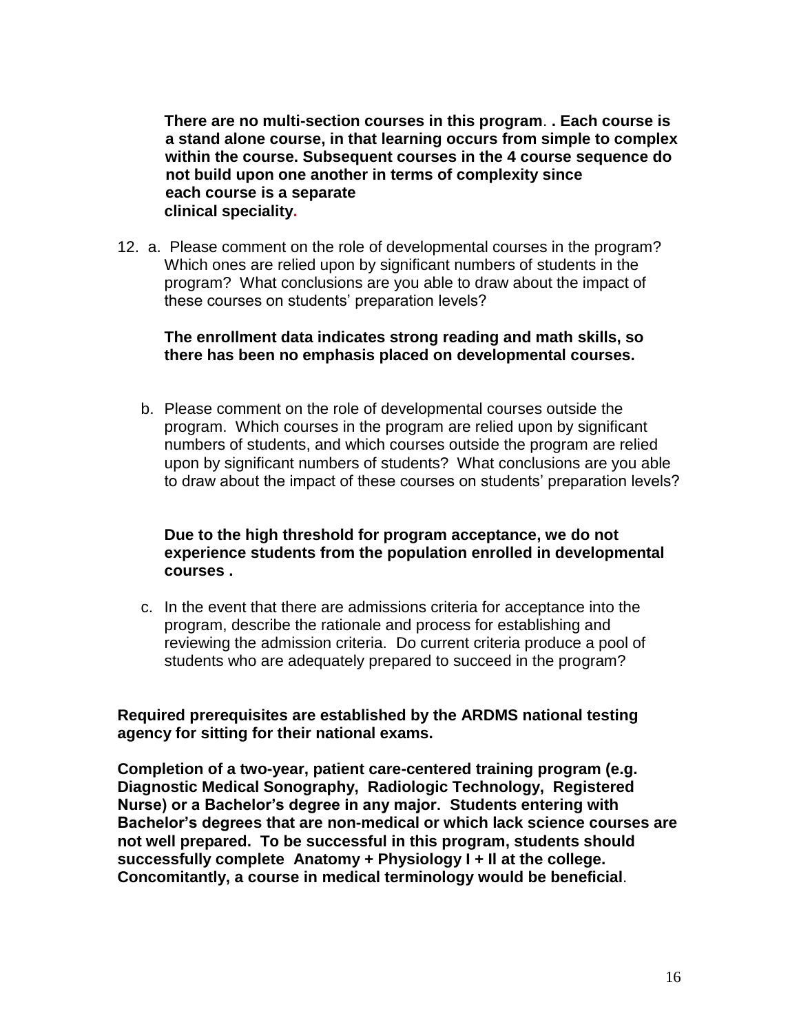**There are no multi-section courses in this program**. **. Each course is a stand alone course, in that learning occurs from simple to complex within the course. Subsequent courses in the 4 course sequence do not build upon one another in terms of complexity since each course is a separate clinical speciality.**

12. a. Please comment on the role of developmental courses in the program? Which ones are relied upon by significant numbers of students in the program? What conclusions are you able to draw about the impact of these courses on students' preparation levels?

    **The enrollment data indicates strong reading and math skills, so there has been no emphasis placed on developmental courses.**

    b. Please comment on the role of developmental courses outside the program. Which courses in the program are relied upon by significant numbers of students, and which courses outside the program are relied upon by significant numbers of students? What conclusions are you able to draw about the impact of these courses on students' preparation levels?

    **Due to the high threshold for program acceptance, we do not experience students from the population enrolled in developmental courses .**

    c. In the event that there are admissions criteria for acceptance into the program, describe the rationale and process for establishing and reviewing the admission criteria. Do current criteria produce a pool of students who are adequately prepared to succeed in the program?

**Required prerequisites are established by the ARDMS national testing agency for sitting for their national exams.**

**Completion of a two-year, patient care-centered training program (e.g. Diagnostic Medical Sonography, Radiologic Technology, Registered Nurse) or a Bachelor's degree in any major. Students entering with Bachelor's degrees that are non-medical or which lack science courses are not well prepared. To be successful in this program, students should successfully complete Anatomy + Physiology I + II at the college. Concomitantly, a course in medical terminology would be beneficial**.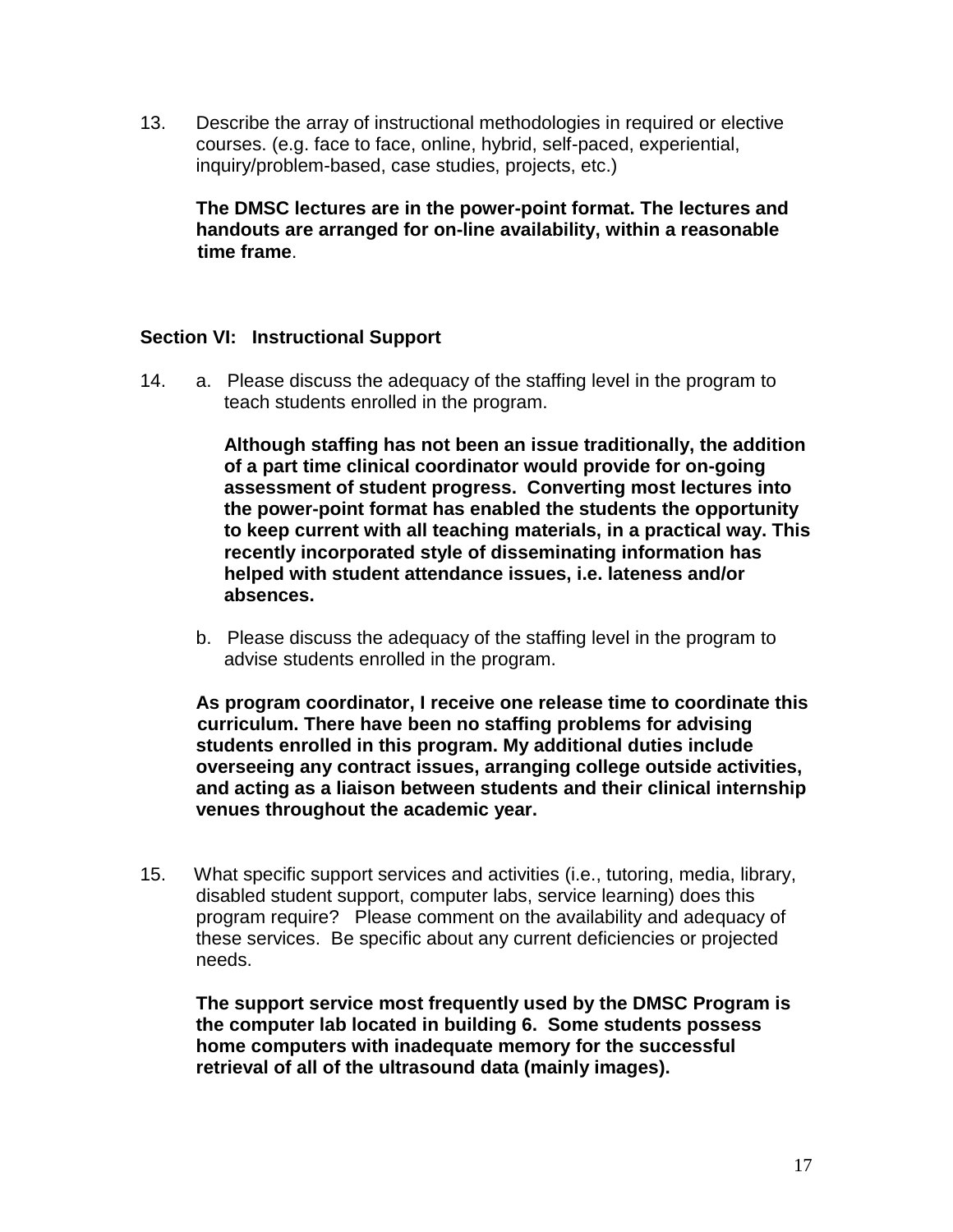13. Describe the array of instructional methodologies in required or elective courses. (e.g. face to face, online, hybrid, self-paced, experiential, inquiry/problem-based, case studies, projects, etc.)

    **The DMSC lectures are in the power-point format. The lectures and handouts are arranged for on-line availability, within a reasonable time frame**.

### Section VI: Instructional Support

14. a. Please discuss the adequacy of the staffing level in the program to teach students enrolled in the program.

    **Although staffing has not been an issue traditionally, the addition of a part time clinical coordinator would provide for on-going assessment of student progress. Converting most lectures into the power-point format has enabled the students the opportunity to keep current with all teaching materials, in a practical way. This recently incorporated style of disseminating information has helped with student attendance issues, i.e. lateness and/or absences.**

    b. Please discuss the adequacy of the staffing level in the program to advise students enrolled in the program.

    **As program coordinator, I receive one release time to coordinate this curriculum. There have been no staffing problems for advising students enrolled in this program. My additional duties include overseeing any contract issues, arranging college outside activities, and acting as a liaison between students and their clinical internship venues throughout the academic year.**

15. What specific support services and activities (i.e., tutoring, media, library, disabled student support, computer labs, service learning) does this program require? Please comment on the availability and adequacy of these services. Be specific about any current deficiencies or projected needs.

    **The support service most frequently used by the DMSC Program is the computer lab located in building 6. Some students possess home computers with inadequate memory for the successful retrieval of all of the ultrasound data (mainly images).**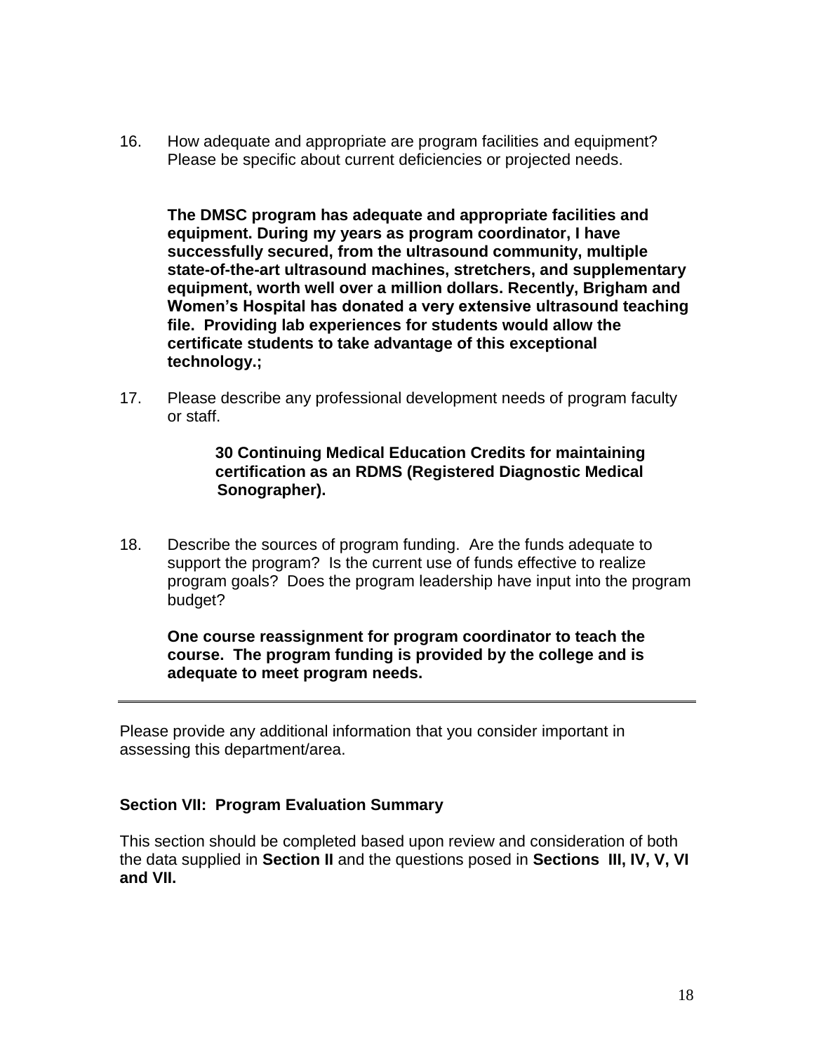16. How adequate and appropriate are program facilities and equipment? Please be specific about current deficiencies or projected needs.

    **The DMSC program has adequate and appropriate facilities and equipment. During my years as program coordinator, I have successfully secured, from the ultrasound community, multiple state-of-the-art ultrasound machines, stretchers, and supplementary equipment, worth well over a million dollars. Recently, Brigham and Women's Hospital has donated a very extensive ultrasound teaching file. Providing lab experiences for students would allow the certificate students to take advantage of this exceptional technology.;**

17. Please describe any professional development needs of program faculty or staff.

    **30 Continuing Medical Education Credits for maintaining certification as an RDMS (Registered Diagnostic Medical Sonographer).**

18. Describe the sources of program funding. Are the funds adequate to support the program? Is the current use of funds effective to realize program goals? Does the program leadership have input into the program budget?

    **One course reassignment for program coordinator to teach the course. The program funding is provided by the college and is adequate to meet program needs.**

---

Please provide any additional information that you consider important in assessing this department/area.

**Section VII: Program Evaluation Summary**

This section should be completed based upon review and consideration of both the data supplied in **Section II** and the questions posed in **Sections III, IV, V, VI and VII.**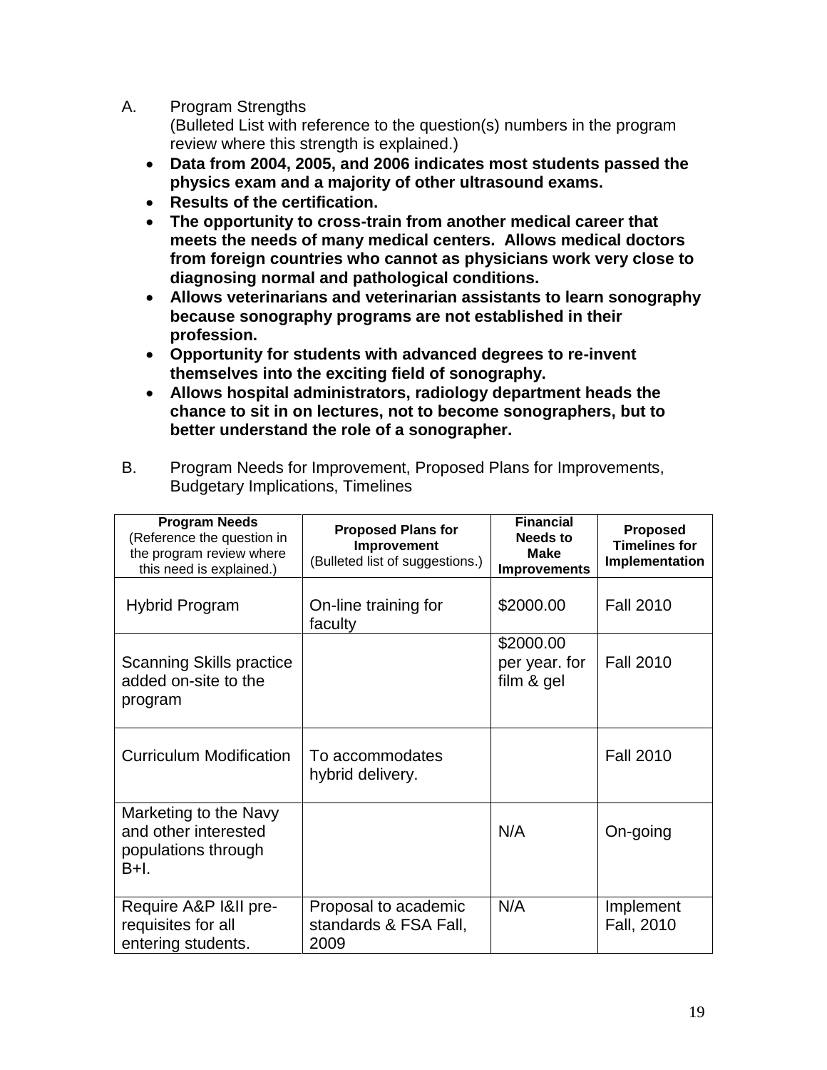A. Program Strengths
(Bulleted List with reference to the question(s) numbers in the program review where this strength is explained.)

- **Data from 2004, 2005, and 2006 indicates most students passed the physics exam and a majority of other ultrasound exams.**
- **Results of the certification.**
- **The opportunity to cross-train from another medical career that meets the needs of many medical centers. Allows medical doctors from foreign countries who cannot as physicians work very close to diagnosing normal and pathological conditions.**
- **Allows veterinarians and veterinarian assistants to learn sonography because sonography programs are not established in their profession.**
- **Opportunity for students with advanced degrees to re-invent themselves into the exciting field of sonography.**
- **Allows hospital administrators, radiology department heads the chance to sit in on lectures, not to become sonographers, but to better understand the role of a sonographer.**

B. Program Needs for Improvement, Proposed Plans for Improvements, Budgetary Implications, Timelines

| **Program Needs** (Reference the question in the program review where this need is explained.) | **Proposed Plans for Improvement** (Bulleted list of suggestions.) | **Financial Needs to Make Improvements** | **Proposed Timelines for Implementation** |
|---|---|---|---|
| Hybrid Program | On-line training for faculty | $2000.00 | Fall 2010 |
| Scanning Skills practice added on-site to the program | | $2000.00 per year. for film & gel | Fall 2010 |
| Curriculum Modification | To accommodates hybrid delivery. | | Fall 2010 |
| Marketing to the Navy and other interested populations through B+I. | | N/A | On-going |
| Require A&P I&II pre-requisites for all entering students. | Proposal to academic standards & FSA Fall, 2009 | N/A | Implement Fall, 2010 |